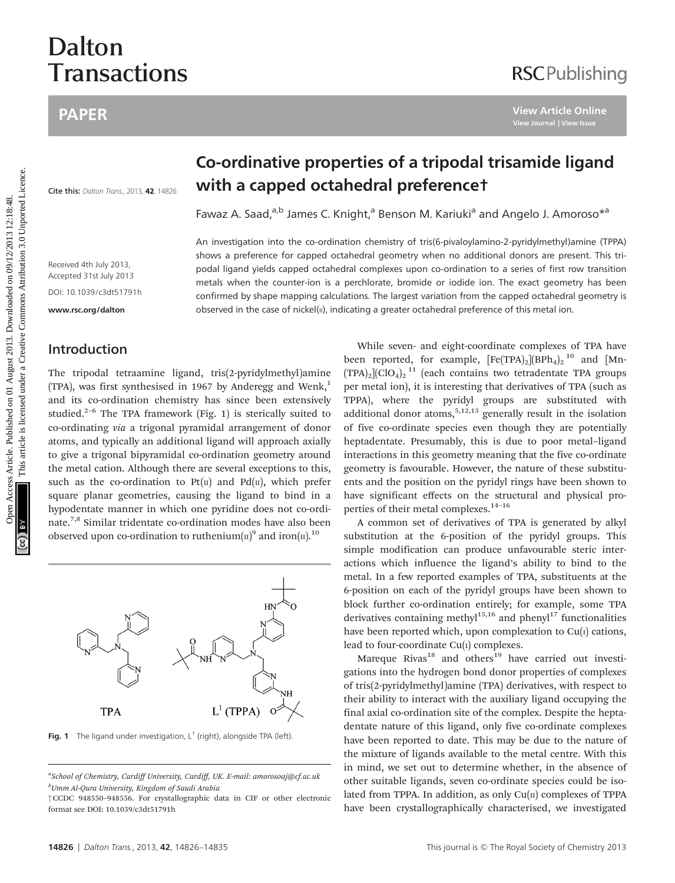# Dalton Transactions

## PAPER

Cite this: *Dalton Trans.*, 2013, **42**, 14826

# Co-ordinative properties of a tripodal trisamide ligand with a capped octahedral preference†

Fawaz A. Saad,[a,b] James C. Knight,[a] Benson M. Kariuki[a] and Angelo J. Amoroso*[a]

Received 4th July 2013, Accepted 31st July 2013

DOI: 10.1039/c3dt51791h

www.rsc.org/dalton

An investigation into the co-ordination chemistry of tris(6-pivaloylamino-2-pyridylmethyl)amine (TPPA) shows a preference for capped octahedral geometry when no additional donors are present. This tripodal ligand yields capped octahedral complexes upon co-ordination to a series of first row transition metals when the counter-ion is a perchlorate, bromide or iodide ion. The exact geometry has been confirmed by shape mapping calculations. The largest variation from the capped octahedral geometry is observed in the case of nickel(II), indicating a greater octahedral preference of this metal ion.

## Introduction

The tripodal tetraamine ligand, tris(2-pyridylmethyl)amine (TPA), was first synthesised in 1967 by Anderegg and Wenk,[1] and its co-ordination chemistry has since been extensively studied.[2–6] The TPA framework (Fig. 1) is sterically suited to co-ordinating *via* a trigonal pyramidal arrangement of donor atoms, and typically an additional ligand will approach axially to give a trigonal bipyramidal co-ordination geometry around the metal cation. Although there are several exceptions to this, such as the co-ordination to Pt(II) and Pd(II), which prefer square planar geometries, causing the ligand to bind in a hypodentate manner in which one pyridine does not co-ordinate.[7,8] Similar tridentate co-ordination modes have also been observed upon co-ordination to ruthenium(II)[9] and iron(II).[10]

Fig. 1 The ligand under investigation, $L^1$ (right), alongside TPA (left).

While seven- and eight-coordinate complexes of TPA have been reported, for example, $[Fe(TPA)_2](BPh_4)_2$ [10] and $[Mn(TPA)_2](ClO_4)_2$ [11] (each contains two tetradentate TPA groups per metal ion), it is interesting that derivatives of TPA (such as TPPA), where the pyridyl groups are substituted with additional donor atoms,[5,12,13] generally result in the isolation of five co-ordinate species even though they are potentially heptadentate. Presumably, this is due to poor metal–ligand interactions in this geometry meaning that the five co-ordinate geometry is favourable. However, the nature of these substituents and the position on the pyridyl rings have been shown to have significant effects on the structural and physical properties of their metal complexes.[14–16]

A common set of derivatives of TPA is generated by alkyl substitution at the 6-position of the pyridyl groups. This simple modification can produce unfavourable steric interactions which influence the ligand's ability to bind to the metal. In a few reported examples of TPA, substituents at the 6-position on each of the pyridyl groups have been shown to block further co-ordination entirely; for example, some TPA derivatives containing methyl[15,16] and phenyl[17] functionalities have been reported which, upon complexation to Cu(I) cations, lead to four-coordinate Cu(I) complexes.

Mareque Rivas[18] and others[19] have carried out investigations into the hydrogen bond donor properties of complexes of tris(2-pyridylmethyl)amine (TPA) derivatives, with respect to their ability to interact with the auxiliary ligand occupying the final axial co-ordination site of the complex. Despite the heptadentate nature of this ligand, only five co-ordinate complexes have been reported to date. This may be due to the nature of the mixture of ligands available to the metal centre. With this in mind, we set out to determine whether, in the absence of other suitable ligands, seven co-ordinate species could be isolated from TPPA. In addition, as only Cu(II) complexes of TPPA have been crystallographically characterised, we investigated

---

[a] School of Chemistry, Cardiff University, Cardiff, UK. E-mail: amorosoaj@cf.ac.uk

[b] Umm Al-Qura University, Kingdom of Saudi Arabia

† CCDC 948550–948556. For crystallographic data in CIF or other electronic format see DOI: 10.1039/c3dt51791h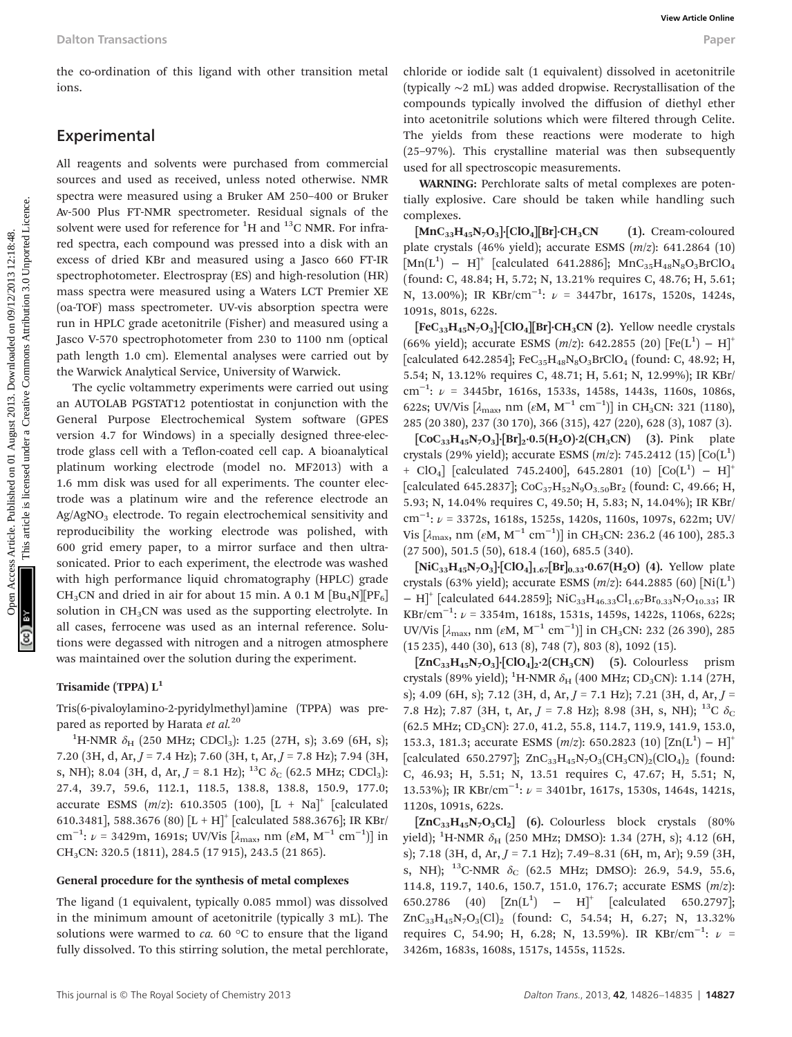the co-ordination of this ligand with other transition metal ions.

## Experimental

All reagents and solvents were purchased from commercial sources and used as received, unless noted otherwise. NMR spectra were measured using a Bruker AM 250–400 or Bruker Av-500 Plus FT-NMR spectrometer. Residual signals of the solvent were used for reference for $^{1}H$ and $^{13}C$ NMR. For infrared spectra, each compound was pressed into a disk with an excess of dried KBr and measured using a Jasco 660 FT-IR spectrophotometer. Electrospray (ES) and high-resolution (HR) mass spectra were measured using a Waters LCT Premier XE (oa-TOF) mass spectrometer. UV-vis absorption spectra were run in HPLC grade acetonitrile (Fisher) and measured using a Jasco V-570 spectrophotometer from 230 to 1100 nm (optical path length 1.0 cm). Elemental analyses were carried out by the Warwick Analytical Service, University of Warwick.

The cyclic voltammetry experiments were carried out using an AUTOLAB PGSTAT12 potentiostat in conjunction with the General Purpose Electrochemical System software (GPES version 4.7 for Windows) in a specially designed three-electrode glass cell with a Teflon-coated cell cap. A bioanalytical platinum working electrode (model no. MF2013) with a 1.6 mm disk was used for all experiments. The counter electrode was a platinum wire and the reference electrode an $Ag/AgNO_3$ electrode. To regain electrochemical sensitivity and reproducibility the working electrode was polished, with 600 grid emery paper, to a mirror surface and then ultrasonicated. Prior to each experiment, the electrode was washed with high performance liquid chromatography (HPLC) grade $CH_3CN$ and dried in air for about 15 min. A 0.1 M $[Bu_4N][PF_6]$ solution in $CH_3CN$ was used as the supporting electrolyte. In all cases, ferrocene was used as an internal reference. Solutions were degassed with nitrogen and a nitrogen atmosphere was maintained over the solution during the experiment.

### Trisamide (TPPA) $L^1$

Tris(6-pivaloylamino-2-pyridylmethyl)amine (TPPA) was prepared as reported by Harata *et al.*[20]

$^{1}H$-NMR $\delta_H$ (250 MHz; $CDCl_3$): 1.25 (27H, s); 3.69 (6H, s); 7.20 (3H, d, Ar, *J* = 7.4 Hz); 7.60 (3H, t, Ar, *J* = 7.8 Hz); 7.94 (3H, s, NH); 8.04 (3H, d, Ar, *J* = 8.1 Hz); $^{13}C$ $\delta_C$ (62.5 MHz; $CDCl_3$): 27.4, 39.7, 59.6, 112.1, 118.5, 138.8, 138.8, 150.9, 177.0; accurate ESMS (*m*/*z*): 610.3505 (100), $[L + Na]^+$ [calculated 610.3481], 588.3676 (80) $[L + H]^+$ [calculated 588.3676]; IR KBr/$cm^{-1}$: $\nu$ = 3429m, 1691s; UV/Vis [$\lambda_{max}$, nm ($\varepsilon$M, $M^{-1}$ $cm^{-1}$)] in $CH_3CN$: 320.5 (1811), 284.5 (17 915), 243.5 (21 865).

### General procedure for the synthesis of metal complexes

The ligand (1 equivalent, typically 0.085 mmol) was dissolved in the minimum amount of acetonitrile (typically 3 mL). The solutions were warmed to *ca.* 60 °C to ensure that the ligand fully dissolved. To this stirring solution, the metal perchlorate, chloride or iodide salt (1 equivalent) dissolved in acetonitrile (typically ~2 mL) was added dropwise. Recrystallisation of the compounds typically involved the diffusion of diethyl ether into acetonitrile solutions which were filtered through Celite. The yields from these reactions were moderate to high (25–97%). This crystalline material was then subsequently used for all spectroscopic measurements.

**WARNING:** Perchlorate salts of metal complexes are potentially explosive. Care should be taken while handling such complexes.

**$[MnC_{33}H_{45}N_7O_3]\cdot[ClO_4][Br]\cdot CH_3CN$ (1).** Cream-coloured plate crystals (46% yield); accurate ESMS (*m*/*z*): 641.2864 (10) $[Mn(L^1) - H]^+$ [calculated 641.2886]; $MnC_{35}H_{48}N_8O_3BrClO_4$ (found: C, 48.84; H, 5.72; N, 13.21% requires C, 48.76; H, 5.61; N, 13.00%); IR KBr/$cm^{-1}$: $\nu$ = 3447br, 1617s, 1520s, 1424s, 1091s, 801s, 622s.

**$[FeC_{33}H_{45}N_7O_3]\cdot[ClO_4][Br]\cdot CH_3CN$ (2).** Yellow needle crystals (66% yield); accurate ESMS (*m*/*z*): 642.2855 (20) $[Fe(L^1) - H]^+$ [calculated 642.2854]; $FeC_{35}H_{48}N_8O_3BrClO_4$ (found: C, 48.92; H, 5.54; N, 13.12% requires C, 48.71; H, 5.61; N, 12.99%); IR KBr/$cm^{-1}$: $\nu$ = 3445br, 1616s, 1533s, 1458s, 1443s, 1160s, 1086s, 622s; UV/Vis [$\lambda_{max}$, nm ($\varepsilon$M, $M^{-1}$ $cm^{-1}$)] in $CH_3CN$: 321 (1180), 285 (20 380), 237 (30 170), 366 (315), 427 (220), 628 (3), 1087 (3).

**$[CoC_{33}H_{45}N_7O_3]\cdot[Br]_2\cdot 0.5(H_2O)\cdot 2(CH_3CN)$ (3).** Pink plate crystals (29% yield); accurate ESMS (*m*/*z*): 745.2412 (15) $[Co(L^1) + ClO_4]$ [calculated 745.2400], 645.2801 (10) $[Co(L^1) - H]^+$ [calculated 645.2837]; $CoC_{37}H_{52}N_9O_{3.50}Br_2$ (found: C, 49.66; H, 5.93; N, 14.04% requires C, 49.50; H, 5.83; N, 14.04%); IR KBr/$cm^{-1}$: $\nu$ = 3372s, 1618s, 1525s, 1420s, 1160s, 1097s, 622m; UV/Vis [$\lambda_{max}$, nm ($\varepsilon$M, $M^{-1}$ $cm^{-1}$)] in $CH_3CN$: 236.2 (46 100), 285.3 (27 500), 501.5 (50), 618.4 (160), 685.5 (340).

**$[NiC_{33}H_{45}N_7O_3]\cdot[ClO_4]_{1.67}[Br]_{0.33}\cdot 0.67(H_2O)$ (4).** Yellow plate crystals (63% yield); accurate ESMS (*m*/*z*): 644.2885 (60) $[Ni(L^1) - H]^+$ [calculated 644.2859]; $NiC_{33}H_{46.33}Cl_{1.67}Br_{0.33}N_7O_{10.33}$; IR KBr/$cm^{-1}$: $\nu$ = 3354m, 1618s, 1531s, 1459s, 1422s, 1106s, 622s; UV/Vis [$\lambda_{max}$, nm ($\varepsilon$M, $M^{-1}$ $cm^{-1}$)] in $CH_3CN$: 232 (26 390), 285 (15 235), 440 (30), 613 (8), 748 (7), 803 (8), 1092 (15).

**$[ZnC_{33}H_{45}N_7O_3]\cdot[ClO_4]_2\cdot 2(CH_3CN)$ (5).** Colourless prism crystals (89% yield); $^{1}H$-NMR $\delta_H$ (400 MHz; $CD_3CN$): 1.14 (27H, s); 4.09 (6H, s); 7.12 (3H, d, Ar, *J* = 7.1 Hz); 7.21 (3H, d, Ar, *J* = 7.8 Hz); 7.87 (3H, t, Ar, *J* = 7.8 Hz); 8.98 (3H, s, NH); $^{13}C$ $\delta_C$ (62.5 MHz; $CD_3CN$): 27.0, 41.2, 55.8, 114.7, 119.9, 141.9, 153.0, 153.3, 181.3; accurate ESMS (*m*/*z*): 650.2823 (10) $[Zn(L^1) - H]^+$ [calculated 650.2797]; $ZnC_{33}H_{45}N_7O_3(CH_3CN)_2(ClO_4)_2$ (found: C, 46.93; H, 5.51; N, 13.51 requires C, 47.67; H, 5.51; N, 13.53%); IR KBr/$cm^{-1}$: $\nu$ = 3401br, 1617s, 1530s, 1464s, 1421s, 1120s, 1091s, 622s.

**$[ZnC_{33}H_{45}N_7O_3Cl_2]$ (6).** Colourless block crystals (80% yield); $^{1}H$-NMR $\delta_H$ (250 MHz; DMSO): 1.34 (27H, s); 4.12 (6H, s); 7.18 (3H, d, Ar, *J* = 7.1 Hz); 7.49–8.31 (6H, m, Ar); 9.59 (3H, s, NH); $^{13}C$-NMR $\delta_C$ (62.5 MHz; DMSO): 26.9, 54.9, 55.6, 114.8, 119.7, 140.6, 150.7, 151.0, 176.7; accurate ESMS (*m*/*z*): 650.2786 (40) $[Zn(L^1) - H]^+$ [calculated 650.2797]; $ZnC_{33}H_{45}N_7O_3(Cl)_2$ (found: C, 54.54; H, 6.27; N, 13.32% requires C, 54.90; H, 6.28; N, 13.59%). IR KBr/$cm^{-1}$: $\nu$ = 3426m, 1683s, 1608s, 1517s, 1455s, 1152s.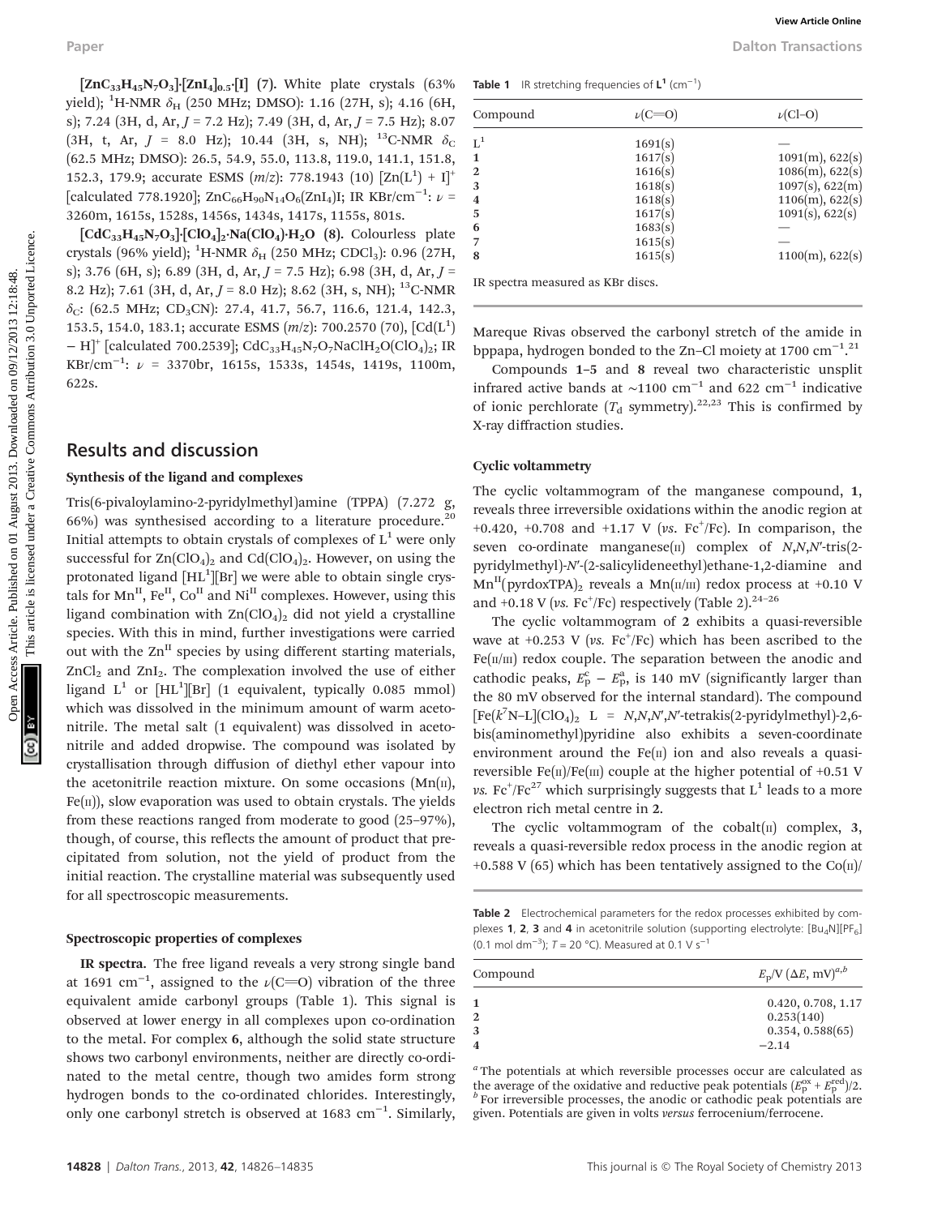**$[ZnC_{33}H_{45}N_7O_3]·[ZnI_4]_{0.5}·[I]$ (7).** White plate crystals (63% yield); $^1$H-NMR $\delta_H$ (250 MHz; DMSO): 1.16 (27H, s); 4.16 (6H, s); 7.24 (3H, d, Ar, $J$ = 7.2 Hz); 7.49 (3H, d, Ar, $J$ = 7.5 Hz); 8.07 (3H, t, Ar, $J$ = 8.0 Hz); 10.44 (3H, s, NH); $^{13}$C-NMR $\delta_C$ (62.5 MHz; DMSO): 26.5, 54.9, 55.0, 113.8, 119.0, 141.1, 151.8, 152.3, 179.9; accurate ESMS ($m/z$): 778.1943 (10) $[Zn(L^1) + I]^+$ [calculated 778.1920]; $ZnC_{66}H_{90}N_{14}O_6(ZnI_4)I$; IR KBr/cm$^{-1}$: $\nu$ = 3260m, 1615s, 1528s, 1456s, 1434s, 1417s, 1155s, 801s.

**$[CdC_{33}H_{45}N_7O_3]·[ClO_4]_2·Na(ClO_4)·H_2O$ (8).** Colourless plate crystals (96% yield); $^1$H-NMR $\delta_H$ (250 MHz; $CDCl_3$): 0.96 (27H, s); 3.76 (6H, s); 6.89 (3H, d, Ar, $J$ = 7.5 Hz); 6.98 (3H, d, Ar, $J$ = 8.2 Hz); 7.61 (3H, d, Ar, $J$ = 8.0 Hz); 8.62 (3H, s, NH); $^{13}$C-NMR $\delta_C$: (62.5 MHz; $CD_3CN$): 27.4, 41.7, 56.7, 116.6, 121.4, 142.3, 153.5, 154.0, 183.1; accurate ESMS ($m/z$): 700.2570 (70), $[Cd(L^1) - H]^+$ [calculated 700.2539]; $CdC_{33}H_{45}N_7O_7NaClH_2O(ClO_4)_2$; IR KBr/cm$^{-1}$: $\nu$ = 3370br, 1615s, 1533s, 1454s, 1419s, 1100m, 622s.

## Results and discussion

### Synthesis of the ligand and complexes

Tris(6-pivaloylamino-2-pyridylmethyl)amine (TPPA) (7.272 g, 66%) was synthesised according to a literature procedure.[20] Initial attempts to obtain crystals of complexes of $L^1$ were only successful for $Zn(ClO_4)_2$ and $Cd(ClO_4)_2$. However, on using the protonated ligand $[HL^1][Br]$ we were able to obtain single crystals for $Mn^{II}$, $Fe^{II}$, $Co^{II}$ and $Ni^{II}$ complexes. However, using this ligand combination with $Zn(ClO_4)_2$ did not yield a crystalline species. With this in mind, further investigations were carried out with the $Zn^{II}$ species by using different starting materials, $ZnCl_2$ and $ZnI_2$. The complexation involved the use of either ligand $L^1$ or $[HL^1][Br]$ (1 equivalent, typically 0.085 mmol) which was dissolved in the minimum amount of warm acetonitrile. The metal salt (1 equivalent) was dissolved in acetonitrile and added dropwise. The compound was isolated by crystallisation through diffusion of diethyl ether vapour into the acetonitrile reaction mixture. On some occasions (Mn(II), Fe(II)), slow evaporation was used to obtain crystals. The yields from these reactions ranged from moderate to good (25–97%), though, of course, this reflects the amount of product that precipitated from solution, not the yield of product from the initial reaction. The crystalline material was subsequently used for all spectroscopic measurements.

### Spectroscopic properties of complexes

**IR spectra.** The free ligand reveals a very strong single band at 1691 cm$^{-1}$, assigned to the $\nu$(C═O) vibration of the three equivalent amide carbonyl groups (Table 1). This signal is observed at lower energy in all complexes upon co-ordination to the metal. For complex **6**, although the solid state structure shows two carbonyl environments, neither are directly co-ordinated to the metal centre, though two amides form strong hydrogen bonds to the co-ordinated chlorides. Interestingly, only one carbonyl stretch is observed at 1683 cm$^{-1}$. Similarly, Mareque Rivas observed the carbonyl stretch of the amide in bppapa, hydrogen bonded to the Zn–Cl moiety at 1700 cm$^{-1}$.[21]

Table 1 IR stretching frequencies of $L^1$ (cm$^{-1}$)

| Compound | $\nu$(C═O) | $\nu$(Cl–O) |
|---|---|---|
| $L^1$ | 1691(s) | — |
| 1 | 1617(s) | 1091(m), 622(s) |
| 2 | 1616(s) | 1086(m), 622(s) |
| 3 | 1618(s) | 1097(s), 622(m) |
| 4 | 1618(s) | 1106(m), 622(s) |
| 5 | 1617(s) | 1091(s), 622(s) |
| 6 | 1683(s) | — |
| 7 | 1615(s) | — |
| 8 | 1615(s) | 1100(m), 622(s) |

IR spectra measured as KBr discs.

Compounds **1–5** and **8** reveal two characteristic unsplit infrared active bands at ~1100 cm$^{-1}$ and 622 cm$^{-1}$ indicative of ionic perchlorate ($T_d$ symmetry).[22,23] This is confirmed by X-ray diffraction studies.

### Cyclic voltammetry

The cyclic voltammogram of the manganese compound, **1**, reveals three irreversible oxidations within the anodic region at +0.420, +0.708 and +1.17 V (*vs.* Fc$^+$/Fc). In comparison, the seven co-ordinate manganese(II) complex of *N,N,N′*-tris(2-pyridylmethyl)-*N′*-(2-salicylideneethyl)ethane-1,2-diamine and Mn$^{II}$(pyrdoxTPA)$_2$ reveals a Mn(II/III) redox process at +0.10 V and +0.18 V (*vs.* Fc$^+$/Fc) respectively (Table 2).[24–26]

The cyclic voltammogram of **2** exhibits a quasi-reversible wave at +0.253 V (*vs.* Fc$^+$/Fc) which has been ascribed to the Fe(II/III) redox couple. The separation between the anodic and cathodic peaks, $E_p^c - E_p^a$, is 140 mV (significantly larger than the 80 mV observed for the internal standard). The compound $[Fe(\kappa^7N–L](ClO_4)_2$ L = *N,N,N′,N′*-tetrakis(2-pyridylmethyl)-2,6-bis(aminomethyl)pyridine also exhibits a seven-coordinate environment around the Fe(II) ion and also reveals a quasi-reversible Fe(II)/Fe(III) couple at the higher potential of +0.51 V *vs.* Fc$^+$/Fc[27] which surprisingly suggests that $L^1$ leads to a more electron rich metal centre in **2**.

The cyclic voltammogram of the cobalt(II) complex, **3**, reveals a quasi-reversible redox process in the anodic region at +0.588 V (65) which has been tentatively assigned to the Co(II)/

Table 2 Electrochemical parameters for the redox processes exhibited by complexes **1**, **2**, **3** and **4** in acetonitrile solution (supporting electrolyte: $[Bu_4N][PF_6]$ (0.1 mol dm$^{-3}$); $T$ = 20 °C). Measured at 0.1 V s$^{-1}$

| Compound | $E_p$/V ($\Delta E$, mV)$^{a,b}$ |
|---|---|
| 1 | 0.420, 0.708, 1.17 |
| 2 | 0.253(140) |
| 3 | 0.354, 0.588(65) |
| 4 | −2.14 |

$^a$ The potentials at which reversible processes occur are calculated as the average of the oxidative and reductive peak potentials $(E_p^{ox} + E_p^{red})/2$. $^b$ For irreversible processes, the anodic or cathodic peak potentials are given. Potentials are given in volts *versus* ferrocenium/ferrocene.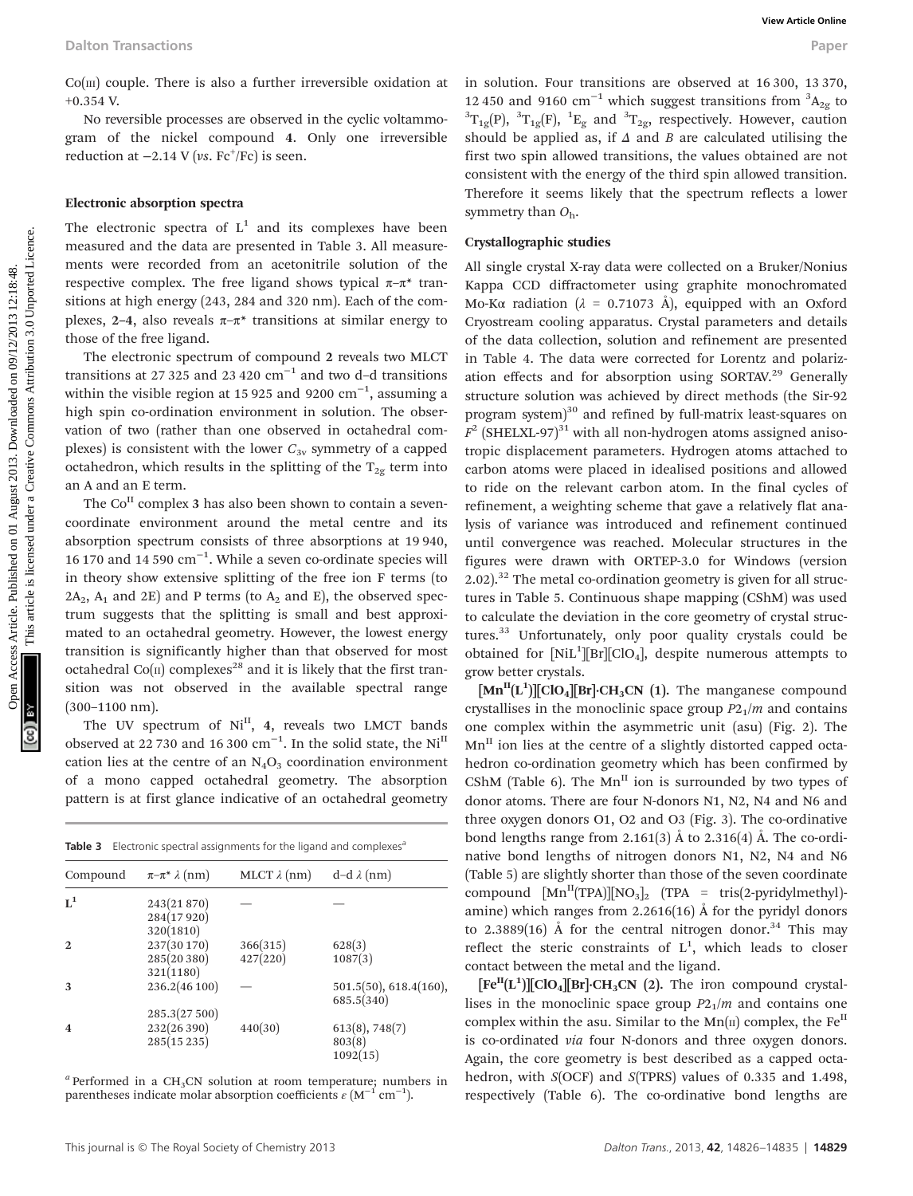Co(III) couple. There is also a further irreversible oxidation at +0.354 V.

No reversible processes are observed in the cyclic voltammogram of the nickel compound **4**. Only one irreversible reduction at −2.14 V (*vs.* $Fc^+/Fc$) is seen.

### Electronic absorption spectra

The electronic spectra of $L^1$ and its complexes have been measured and the data are presented in Table 3. All measurements were recorded from an acetonitrile solution of the respective complex. The free ligand shows typical π–π* transitions at high energy (243, 284 and 320 nm). Each of the complexes, **2–4**, also reveals π–π* transitions at similar energy to those of the free ligand.

The electronic spectrum of compound **2** reveals two MLCT transitions at 27 325 and 23 420 $cm^{-1}$ and two d–d transitions within the visible region at 15 925 and 9200 $cm^{-1}$, assuming a high spin co-ordination environment in solution. The observation of two (rather than one observed in octahedral complexes) is consistent with the lower $C_{3v}$ symmetry of a capped octahedron, which results in the splitting of the $T_{2g}$ term into an A and an E term.

The $Co^{II}$ complex **3** has also been shown to contain a seven-coordinate environment around the metal centre and its absorption spectrum consists of three absorptions at 19 940, 16 170 and 14 590 $cm^{-1}$. While a seven co-ordinate species will in theory show extensive splitting of the free ion F terms (to $2A_2$, $A_1$ and 2E) and P terms (to $A_2$ and E), the observed spectrum suggests that the splitting is small and best approximated to an octahedral geometry. However, the lowest energy transition is significantly higher than that observed for most octahedral Co(II) complexes[28] and it is likely that the first transition was not observed in the available spectral range (300–1100 nm).

The UV spectrum of $Ni^{II}$, **4**, reveals two LMCT bands observed at 22 730 and 16 300 $cm^{-1}$. In the solid state, the $Ni^{II}$ cation lies at the centre of an $N_4O_3$ coordination environment of a mono capped octahedral geometry. The absorption pattern is at first glance indicative of an octahedral geometry in solution. Four transitions are observed at 16 300, 13 370, 12 450 and 9160 $cm^{-1}$ which suggest transitions from $^3A_{2g}$ to $^3T_{1g}(P)$, $^3T_{1g}(F)$, $^1E_g$ and $^3T_{2g}$, respectively. However, caution should be applied as, if $\Delta$ and $B$ are calculated utilising the first two spin allowed transitions, the values obtained are not consistent with the energy of the third spin allowed transition. Therefore it seems likely that the spectrum reflects a lower symmetry than $O_h$.

**Table 3** Electronic spectral assignments for the ligand and complexes[a]

| Compound | π–π* λ (nm) | MLCT λ (nm) | d–d λ (nm) |
|---|---|---|---|
| $L^1$ | 243(21 870) | — | — |
| | 284(17 920) | | |
| | 320(1810) | | |
| **2** | 237(30 170) | 366(315) | 628(3) |
| | 285(20 380) | 427(220) | 1087(3) |
| | 321(1180) | | |
| **3** | 236.2(46 100) | — | 501.5(50), 618.4(160), 685.5(340) |
| | 285.3(27 500) | | |
| **4** | 232(26 390) | 440(30) | 613(8), 748(7) |
| | 285(15 235) | | 803(8) |
| | | | 1092(15) |

[a] Performed in a $CH_3CN$ solution at room temperature; numbers in parentheses indicate molar absorption coefficients ε ($M^{-1}$ $cm^{-1}$).

### Crystallographic studies

All single crystal X-ray data were collected on a Bruker/Nonius Kappa CCD diffractometer using graphite monochromated Mo-Kα radiation (λ = 0.71073 Å), equipped with an Oxford Cryostream cooling apparatus. Crystal parameters and details of the data collection, solution and refinement are presented in Table 4. The data were corrected for Lorentz and polarization effects and for absorption using SORTAV.[29] Generally structure solution was achieved by direct methods (the Sir-92 program system)[30] and refined by full-matrix least-squares on $F^2$ (SHELXL-97)[31] with all non-hydrogen atoms assigned anisotropic displacement parameters. Hydrogen atoms attached to carbon atoms were placed in idealised positions and allowed to ride on the relevant carbon atom. In the final cycles of refinement, a weighting scheme that gave a relatively flat analysis of variance was introduced and refinement continued until convergence was reached. Molecular structures in the figures were drawn with ORTEP-3.0 for Windows (version 2.02).[32] The metal co-ordination geometry is given for all structures in Table 5. Continuous shape mapping (CShM) was used to calculate the deviation in the core geometry of crystal structures.[33] Unfortunately, only poor quality crystals could be obtained for $[NiL^1][Br][ClO_4]$, despite numerous attempts to grow better crystals.

**$[Mn^{II}(L^1)][ClO_4][Br]\cdot CH_3CN$ (1).** The manganese compound crystallises in the monoclinic space group $P2_1/m$ and contains one complex within the asymmetric unit (asu) (Fig. 2). The $Mn^{II}$ ion lies at the centre of a slightly distorted capped octahedron co-ordination geometry which has been confirmed by CShM (Table 6). The $Mn^{II}$ ion is surrounded by two types of donor atoms. There are four N-donors N1, N2, N4 and N6 and three oxygen donors O1, O2 and O3 (Fig. 3). The co-ordinative bond lengths range from 2.161(3) Å to 2.316(4) Å. The co-ordinative bond lengths of nitrogen donors N1, N2, N4 and N6 (Table 5) are slightly shorter than those of the seven coordinate compound $[Mn^{II}(TPA)][NO_3]_2$ (TPA = tris(2-pyridylmethyl)-amine) which ranges from 2.2616(16) Å for the pyridyl donors to 2.3889(16) Å for the central nitrogen donor.[34] This may reflect the steric constraints of $L^1$, which leads to closer contact between the metal and the ligand.

**$[Fe^{II}(L^1)][ClO_4][Br]\cdot CH_3CN$ (2).** The iron compound crystallises in the monoclinic space group $P2_1/m$ and contains one complex within the asu. Similar to the Mn(II) complex, the $Fe^{II}$ is co-ordinated *via* four N-donors and three oxygen donors. Again, the core geometry is best described as a capped octahedron, with *S*(OCF) and *S*(TPRS) values of 0.335 and 1.498, respectively (Table 6). The co-ordinative bond lengths are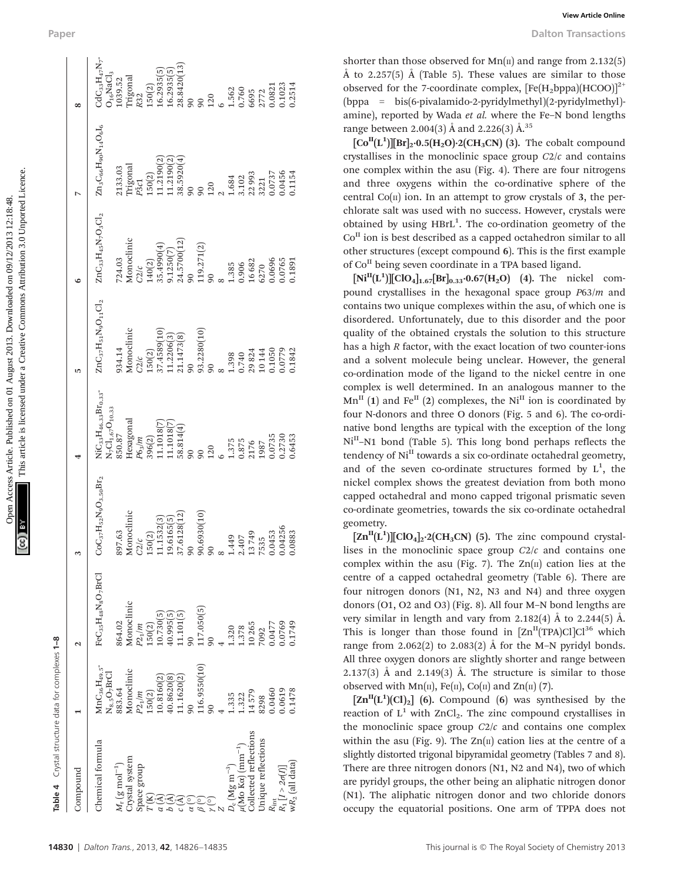**Table 4** Crystal structure data for complexes **1–8**

| Compound | 1 | 2 | 3 | 4 | 5 | 6 | 7 | 8 |
|---|---|---|---|---|---|---|---|---|
| Chemical formula | $MnC_{36}H_{49.5}N_{8.5}O_7BrCl$ | $FeC_{35}H_{48}N_8O_7BrCl$ | $CoC_{37}H_{52}N_9O_{3.50}Br_2$ | $NiC_{33}H_{46.33}Br_{0.33}N_7Cl_{1.67}O_{10.33}$ | $ZnC_{37}H_{51}N_9O_{11}Cl_2$ | $ZnC_{33}H_{45}N_7O_3Cl_2$ | $Zn_3C_{66}H_{90}N_{14}O_6I_6$ | $CdC_{33}H_{47}N_7O_{16}NaCl_3$ |
| $M_r$ (g mol$^{-1}$) | 883.64 | 864.02 | 897.63 | 850.87 | 934.14 | 724.03 | 2133.03 | 1039.52 |
| Crystal system | Monoclinic | Monoclinic | Monoclinic | Hexagonal | Monoclinic | Monoclinic | Trigonal | Trigonal |
| Space group | $P2_1/m$ | $P2_1/m$ | $C2/c$ | $P6_3/m$ | $C2/c$ | $C2/c$ | $P\bar{3}c1$ | $R32$ |
| $T$ (K) | 150(2) | 150(2) | 150(2) | 396(2) | 150(2) | 140(2) | 150(2) | 150(2) |
| $a$ (Å) | 10.8160(2) | 10.730(5) | 11.1532(3) | 11.1018(7) | 37.4589(10) | 35.4990(4) | 11.2190(2) | 16.2935(5) |
| $b$ (Å) | 40.8620(8) | 40.995(5) | 19.6165(5) | 11.1018(7) | 11.2206(3) | 9.1250(7) | 11.2190(2) | 16.2935(5) |
| $c$ (Å) | 11.1620(2) | 11.101(5) | 37.6128(12) | 58.814(4) | 21.1473(8) | 24.5700(12) | 38.5920(4) | 28.8420(13) |
| $\alpha$ (°) | 90 | 90 | 90 | 90 | 90 | 90 | 90 | 90 |
| $\beta$ (°) | 116.9550(10) | 117.050(5) | 90.6930(10) | 90 | 93.2280(10) | 119.271(2) | 90 | 90 |
| $\gamma$ (°) | 90 | 90 | 90 | 120 | 90 | 90 | 120 | 120 |
| $Z$ | 4 | 4 | 8 | 6 | 8 | 8 | 2 | 6 |
| $D_c$ (Mg m$^{-3}$) | 1.335 | 1.320 | 1.449 | 1.375 | 1.398 | 1.385 | 1.684 | 1.562 |
| $\mu$(Mo Kα) (mm$^{-1}$) | 1.322 | 1.378 | 2.407 | 0.875 | 0.740 | 0.906 | 3.102 | 0.760 |
| Collected reflections | 14 579 | 10 265 | 13 749 | 2176 | 29 824 | 16 682 | 22 993 | 6695 |
| Unique reflections | 8298 | 7092 | 7535 | 1987 | 10 144 | 6270 | 3221 | 2772 |
| $R_{int}$ | 0.0460 | 0.0477 | 0.0453 | 0.0735 | 0.1050 | 0.0696 | 0.0737 | 0.0821 |
| $R_1$ [$I > 2\sigma(I)$] | 0.0619 | 0.0769 | 0.04256 | 0.2730 | 0.0779 | 0.0765 | 0.0456 | 0.1023 |
| $wR_2$ (all data) | 0.1478 | 0.1749 | 0.0883 | 0.6453 | 0.1842 | 0.1891 | 0.1154 | 0.2514 |

shorter than those observed for Mn(II) and range from 2.132(5) Å to 2.257(5) Å (Table 5). These values are similar to those observed for the 7-coordinate complex, $[Fe(H_2bppa)(HCOO)]^{2+}$ (bppa = bis(6-pivalamido-2-pyridylmethyl)(2-pyridylmethyl)-amine), reported by Wada *et al.* where the Fe–N bond lengths range between 2.004(3) Å and 2.226(3) Å.[35]

**$[Co^{II}(L^1)][Br]_2\cdot0.5(H_2O)\cdot2(CH_3CN)$ (3).** The cobalt compound crystallises in the monoclinic space group *C*2/*c* and contains one complex within the asu (Fig. 4). There are four nitrogens and three oxygens within the co-ordinative sphere of the central Co(II) ion. In an attempt to grow crystals of **3**, the perchlorate salt was used with no success. However, crystals were obtained by using $HBrL^1$. The co-ordination geometry of the $Co^{II}$ ion is best described as a capped octahedron similar to all other structures (except compound **6**). This is the first example of $Co^{II}$ being seven coordinate in a TPA based ligand.

**$[Ni^{II}(L^1)][ClO_4]_{1.67}[Br]_{0.33}\cdot0.67(H_2O)$ (4).** The nickel compound crystallises in the hexagonal space group *P*63/*m* and contains two unique complexes within the asu, of which one is disordered. Unfortunately, due to this disorder and the poor quality of the obtained crystals the solution to this structure has a high *R* factor, with the exact location of two counter-ions and a solvent molecule being unclear. However, the general co-ordination mode of the ligand to the nickel centre in one complex is well determined. In an analogous manner to the $Mn^{II}$ (**1**) and $Fe^{II}$ (**2**) complexes, the $Ni^{II}$ ion is coordinated by four N-donors and three O donors (Fig. 5 and 6). The co-ordinative bond lengths are typical with the exception of the long $Ni^{II}$–N1 bond (Table 5). This long bond perhaps reflects the tendency of $Ni^{II}$ towards a six co-ordinate octahedral geometry, and of the seven co-ordinate structures formed by $L^1$, the nickel complex shows the greatest deviation from both mono capped octahedral and mono capped trigonal prismatic seven co-ordinate geometries, towards the six co-ordinate octahedral geometry.

**$[Zn^{II}(L^1)][ClO_4]_2\cdot2(CH_3CN)$ (5).** The zinc compound crystallises in the monoclinic space group *C*2/*c* and contains one complex within the asu (Fig. 7). The Zn(II) cation lies at the centre of a capped octahedral geometry (Table 6). There are four nitrogen donors (N1, N2, N3 and N4) and three oxygen donors (O1, O2 and O3) (Fig. 8). All four M–N bond lengths are very similar in length and vary from 2.182(4) Å to 2.244(5) Å. This is longer than those found in $[Zn^{II}(TPA)Cl]Cl$[36] which range from 2.062(2) to 2.083(2) Å for the M–N pyridyl bonds. All three oxygen donors are slightly shorter and range between 2.137(3) Å and 2.149(3) Å. The structure is similar to those observed with Mn(II), Fe(II), Co(II) and Zn(II) (**7**).

**$[Zn^{II}(L^1)(Cl)_2]$ (6).** Compound (**6**) was synthesised by the reaction of $L^1$ with $ZnCl_2$. The zinc compound crystallises in the monoclinic space group *C*2/*c* and contains one complex within the asu (Fig. 9). The Zn(II) cation lies at the centre of a slightly distorted trigonal bipyramidal geometry (Tables 7 and 8). There are three nitrogen donors (N1, N2 and N4), two of which are pyridyl groups, the other being an aliphatic nitrogen donor (N1). The aliphatic nitrogen donor and two chloride donors occupy the equatorial positions. One arm of TPPA does not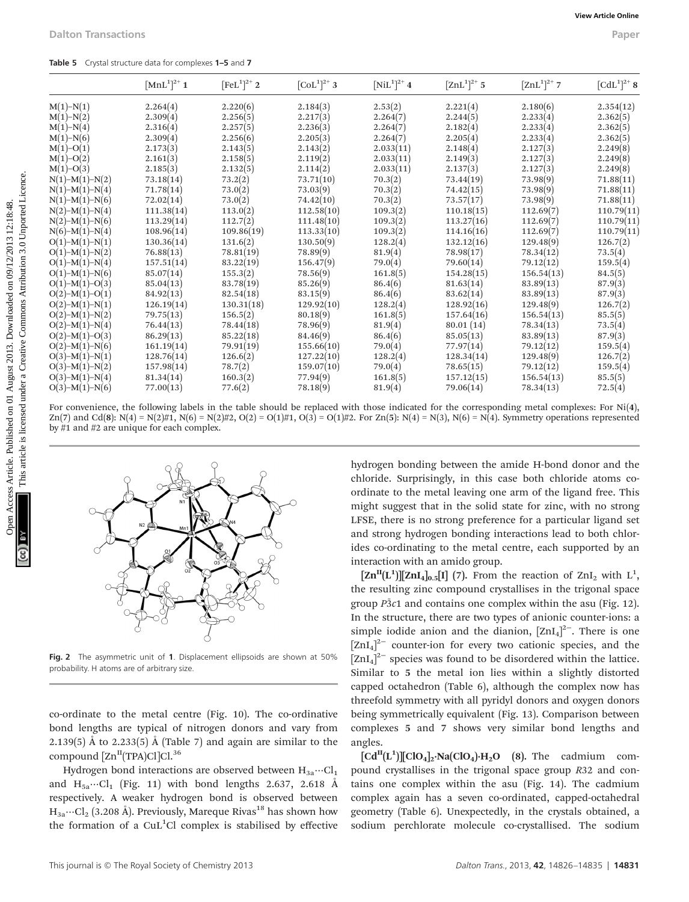**Table 5** Crystal structure data for complexes **1–5** and **7**

| | $[MnL^1]^{2+}$ **1** | $[FeL^1]^{2+}$ **2** | $[CoL^1]^{2+}$ **3** | $[NiL^1]^{2+}$ **4** | $[ZnL^1]^{2+}$ **5** | $[ZnL^1]^{2+}$ **7** | $[CdL^1]^{2+}$ **8** |
|---|---|---|---|---|---|---|---|
| M(1)–N(1) | 2.264(4) | 2.220(6) | 2.184(3) | 2.53(2) | 2.221(4) | 2.180(6) | 2.354(12) |
| M(1)–N(2) | 2.309(4) | 2.256(5) | 2.217(3) | 2.264(7) | 2.244(5) | 2.233(4) | 2.362(5) |
| M(1)–N(4) | 2.316(4) | 2.257(5) | 2.236(3) | 2.264(7) | 2.182(4) | 2.233(4) | 2.362(5) |
| M(1)–N(6) | 2.309(4) | 2.256(6) | 2.205(3) | 2.264(7) | 2.205(4) | 2.233(4) | 2.362(5) |
| M(1)–O(1) | 2.173(3) | 2.143(5) | 2.143(2) | 2.033(11) | 2.148(4) | 2.127(3) | 2.249(8) |
| M(1)–O(2) | 2.161(3) | 2.158(5) | 2.119(2) | 2.033(11) | 2.149(3) | 2.127(3) | 2.249(8) |
| M(1)–O(3) | 2.185(3) | 2.132(5) | 2.114(2) | 2.033(11) | 2.137(3) | 2.127(3) | 2.249(8) |
| N(1)–M(1)–N(2) | 73.18(14) | 73.2(2) | 73.71(10) | 70.3(2) | 73.44(19) | 73.98(9) | 71.88(11) |
| N(1)–M(1)–N(4) | 71.78(14) | 73.0(2) | 73.03(9) | 70.3(2) | 74.42(15) | 73.98(9) | 71.88(11) |
| N(1)–M(1)–N(6) | 72.02(14) | 73.0(2) | 74.42(10) | 70.3(2) | 73.57(17) | 73.98(9) | 71.88(11) |
| N(2)–M(1)–N(4) | 111.38(14) | 113.0(2) | 112.58(10) | 109.3(2) | 110.18(15) | 112.69(7) | 110.79(11) |
| N(2)–M(1)–N(6) | 113.29(14) | 112.7(2) | 111.48(10) | 109.3(2) | 113.27(16) | 112.69(7) | 110.79(11) |
| N(6)–M(1)–N(4) | 108.96(14) | 109.86(19) | 113.33(10) | 109.3(2) | 114.16(16) | 112.69(7) | 110.79(11) |
| O(1)–M(1)–N(1) | 130.36(14) | 131.6(2) | 130.50(9) | 128.2(4) | 132.12(16) | 129.48(9) | 126.7(2) |
| O(1)–M(1)–N(2) | 76.88(13) | 78.81(19) | 78.89(9) | 81.9(4) | 78.98(17) | 78.34(12) | 73.5(4) |
| O(1)–M(1)–N(4) | 157.51(14) | 83.22(19) | 156.47(9) | 79.0(4) | 79.60(14) | 79.12(12) | 159.5(4) |
| O(1)–M(1)–N(6) | 85.07(14) | 155.3(2) | 78.56(9) | 161.8(5) | 154.28(15) | 156.54(13) | 84.5(5) |
| O(1)–M(1)–O(3) | 85.04(13) | 83.78(19) | 85.26(9) | 86.4(6) | 81.63(14) | 83.89(13) | 87.9(3) |
| O(2)–M(1)–O(1) | 84.92(13) | 82.54(18) | 83.15(9) | 86.4(6) | 83.62(14) | 83.89(13) | 87.9(3) |
| O(2)–M(1)–N(1) | 126.19(14) | 130.31(18) | 129.92(10) | 128.2(4) | 128.92(16) | 129.48(9) | 126.7(2) |
| O(2)–M(1)–N(2) | 79.75(13) | 156.5(2) | 80.18(9) | 161.8(5) | 157.64(16) | 156.54(13) | 85.5(5) |
| O(2)–M(1)–N(4) | 76.44(13) | 78.44(18) | 78.96(9) | 81.9(4) | 80.01 (14) | 78.34(13) | 73.5(4) |
| O(2)–M(1)–O(3) | 86.29(13) | 85.22(18) | 84.46(9) | 86.4(6) | 85.05(13) | 83.89(13) | 87.9(3) |
| O(2)–M(1)–N(6) | 161.19(14) | 79.91(19) | 155.66(10) | 79.0(4) | 77.97(14) | 79.12(12) | 159.5(4) |
| O(3)–M(1)–N(1) | 128.76(14) | 126.6(2) | 127.22(10) | 128.2(4) | 128.34(14) | 129.48(9) | 126.7(2) |
| O(3)–M(1)–N(2) | 157.98(14) | 78.7(2) | 159.07(10) | 79.0(4) | 78.65(15) | 79.12(12) | 159.5(4) |
| O(3)–M(1)–N(4) | 81.34(14) | 160.3(2) | 77.94(9) | 161.8(5) | 157.12(15) | 156.54(13) | 85.5(5) |
| O(3)–M(1)–N(6) | 77.00(13) | 77.6(2) | 78.18(9) | 81.9(4) | 79.06(14) | 78.34(13) | 72.5(4) |

For convenience, the following labels in the table should be replaced with those indicated for the corresponding metal complexes: For Ni(**4**), Zn(**7**) and Cd(**8**): N(4) = N(2)#1, N(6) = N(2)#2, O(2) = O(1)#1, O(3) = O(1)#2. For Zn(**5**): N(4) = N(3), N(6) = N(4). Symmetry operations represented by #1 and #2 are unique for each complex.

**Fig. 2** The asymmetric unit of **1**. Displacement ellipsoids are shown at 50% probability. H atoms are of arbitrary size.

co-ordinate to the metal centre (Fig. 10). The co-ordinative bond lengths are typical of nitrogen donors and vary from 2.139(5) Å to 2.233(5) Å (Table 7) and again are similar to the compound $[Zn^{II}(TPA)Cl]Cl$.[36]

Hydrogen bond interactions are observed between $H_{3a}\cdots Cl_1$ and $H_{5a}\cdots Cl_1$ (Fig. 11) with bond lengths 2.637, 2.618 Å respectively. A weaker hydrogen bond is observed between $H_{3a}\cdots Cl_2$ (3.208 Å). Previously, Mareque Rivas[18] has shown how the formation of a $CuL^1Cl$ complex is stabilised by effective hydrogen bonding between the amide H-bond donor and the chloride. Surprisingly, in this case both chloride atoms co-ordinate to the metal leaving one arm of the ligand free. This might suggest that in the solid state for zinc, with no strong LFSE, there is no strong preference for a particular ligand set and strong hydrogen bonding interactions lead to both chlorides co-ordinating to the metal centre, each supported by an interaction with an amido group.

**$[Zn^{II}(L^1)][ZnI_4]_{0.5}[I]$ (7).** From the reaction of $ZnI_2$ with $L^1$, the resulting zinc compound crystallises in the trigonal space group $P\bar{3}c1$ and contains one complex within the asu (Fig. 12). In the structure, there are two types of anionic counter-ions: a simple iodide anion and the dianion, $[ZnI_4]^{2-}$. There is one $[ZnI_4]^{2-}$ counter-ion for every two cationic species, and the $[ZnI_4]^{2-}$ species was found to be disordered within the lattice. Similar to **5** the metal ion lies within a slightly distorted capped octahedron (Table 6), although the complex now has threefold symmetry with all pyridyl donors and oxygen donors being symmetrically equivalent (Fig. 13). Comparison between complexes **5** and **7** shows very similar bond lengths and angles.

**$[Cd^{II}(L^1)][ClO_4]_2\cdot Na(ClO_4)\cdot H_2O$ (8).** The cadmium compound crystallises in the trigonal space group *R*32 and contains one complex within the asu (Fig. 14). The cadmium complex again has a seven co-ordinated, capped-octahedral geometry (Table 6). Unexpectedly, in the crystals obtained, a sodium perchlorate molecule co-crystallised. The sodium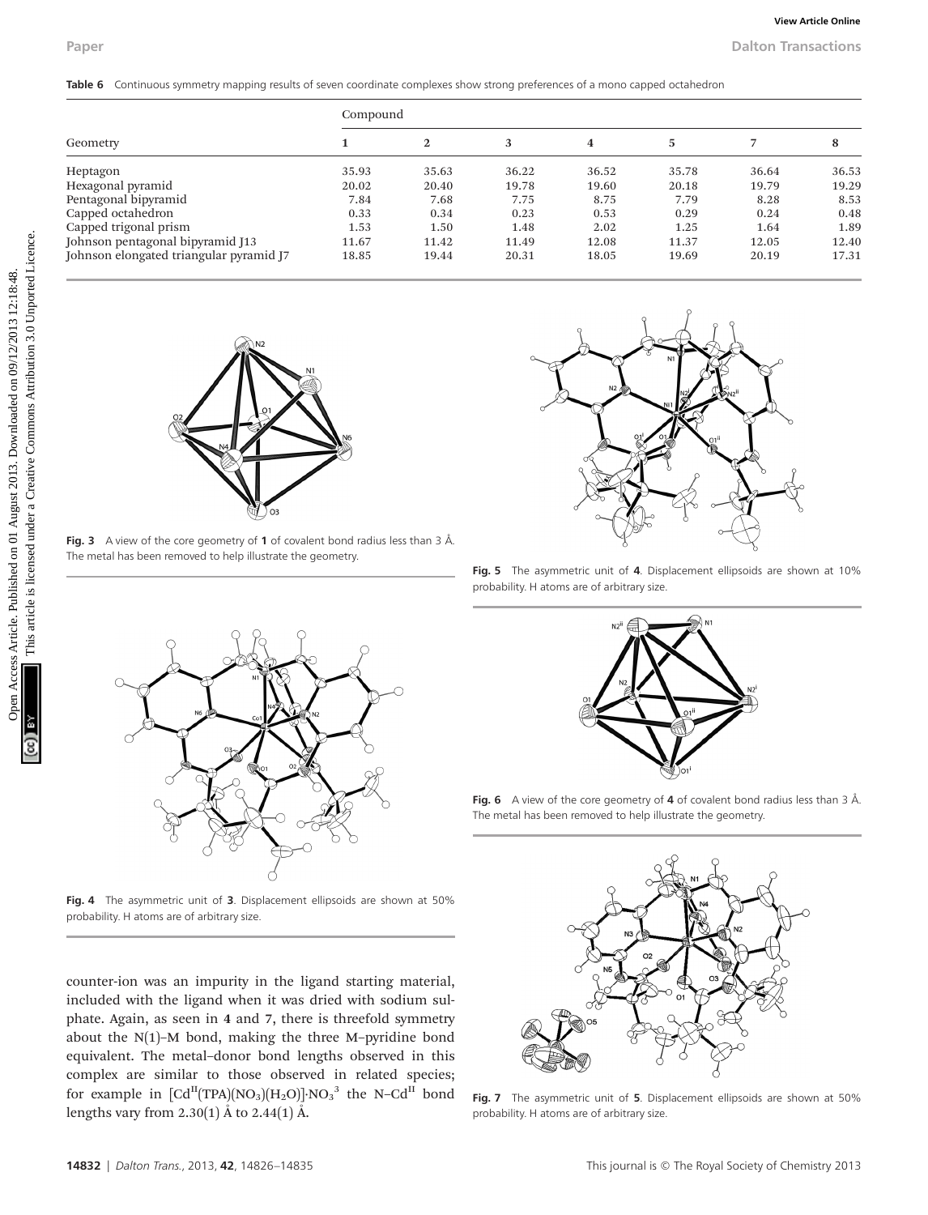**Table 6** Continuous symmetry mapping results of seven coordinate complexes show strong preferences of a mono capped octahedron

| Geometry | Compound | | | | | | |
|---|---|---|---|---|---|---|---|
| | 1 | 2 | 3 | 4 | 5 | 7 | 8 |
| Heptagon | 35.93 | 35.63 | 36.22 | 36.52 | 35.78 | 36.64 | 36.53 |
| Hexagonal pyramid | 20.02 | 20.40 | 19.78 | 19.60 | 20.18 | 19.79 | 19.29 |
| Pentagonal bipyramid | 7.84 | 7.68 | 7.75 | 8.75 | 7.79 | 8.28 | 8.53 |
| Capped octahedron | 0.33 | 0.34 | 0.23 | 0.53 | 0.29 | 0.24 | 0.48 |
| Capped trigonal prism | 1.53 | 1.50 | 1.48 | 2.02 | 1.25 | 1.64 | 1.89 |
| Johnson pentagonal bipyramid J13 | 11.67 | 11.42 | 11.49 | 12.08 | 11.37 | 12.05 | 12.40 |
| Johnson elongated triangular pyramid J7 | 18.85 | 19.44 | 20.31 | 18.05 | 19.69 | 20.19 | 17.31 |

**Fig. 3** A view of the core geometry of **1** of covalent bond radius less than 3 Å. The metal has been removed to help illustrate the geometry.

**Fig. 4** The asymmetric unit of **3**. Displacement ellipsoids are shown at 50% probability. H atoms are of arbitrary size.

**Fig. 5** The asymmetric unit of **4**. Displacement ellipsoids are shown at 10% probability. H atoms are of arbitrary size.

**Fig. 6** A view of the core geometry of **4** of covalent bond radius less than 3 Å. The metal has been removed to help illustrate the geometry.

**Fig. 7** The asymmetric unit of **5**. Displacement ellipsoids are shown at 50% probability. H atoms are of arbitrary size.

counter-ion was an impurity in the ligand starting material, included with the ligand when it was dried with sodium sulphate. Again, as seen in **4** and **7**, there is threefold symmetry about the N(1)–M bond, making the three M–pyridine bond equivalent. The metal–donor bond lengths observed in this complex are similar to those observed in related species; for example in $[Cd^{II}(TPA)(NO_3)(H_2O)]{\cdot}NO_3$[3] the $N–Cd^{II}$ bond lengths vary from 2.30(1) Å to 2.44(1) Å.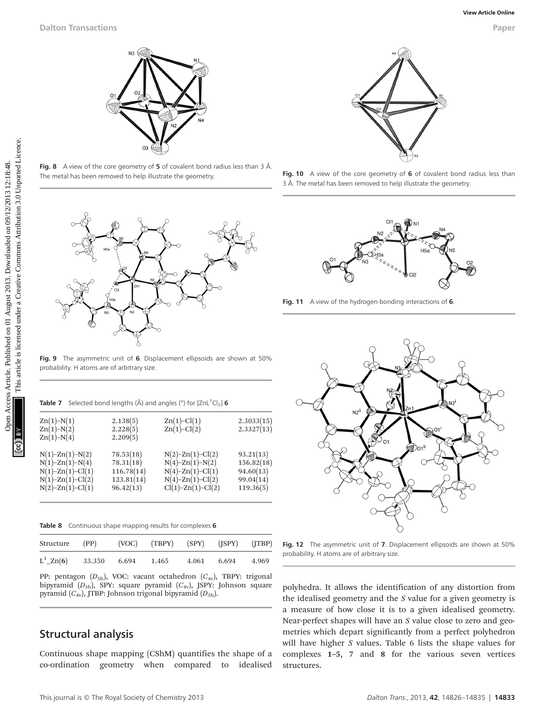Fig. 8 A view of the core geometry of **5** of covalent bond radius less than 3 Å. The metal has been removed to help illustrate the geometry.

Fig. 10 A view of the core geometry of **6** of covalent bond radius less than 3 Å. The metal has been removed to help illustrate the geometry.

Fig. 9 The asymmetric unit of **6**. Displacement ellipsoids are shown at 50% probability. H atoms are of arbitrary size.

Fig. 11 A view of the hydrogen bonding interactions of **6**.

**Table 7** Selected bond lengths (Å) and angles (°) for $[ZnL^1Cl_2]$ **6**

| | | | |
|---|---|---|---|
| Zn(1)–N(1) | 2.138(5) | Zn(1)–Cl(1) | 2.3033(15) |
| Zn(1)–N(2) | 2.228(5) | Zn(1)–Cl(2) | 2.3327(13) |
| Zn(1)–N(4) | 2.209(5) | | |
| N(1)–Zn(1)–N(2) | 78.53(18) | N(2)–Zn(1)–Cl(2) | 93.21(13) |
| N(1)–Zn(1)–N(4) | 78.31(18) | N(4)–Zn(1)–N(2) | 156.82(18) |
| N(1)–Zn(1)–Cl(1) | 116.78(14) | N(4)–Zn(1)–Cl(1) | 94.60(13) |
| N(1)–Zn(1)–Cl(2) | 123.81(14) | N(4)–Zn(1)–Cl(2) | 99.04(14) |
| N(2)–Zn(1)–Cl(1) | 96.42(13) | Cl(1)–Zn(1)–Cl(2) | 119.36(5) |

**Table 8** Continuous shape mapping results for complexes **6**

| Structure | (PP) | (VOC) | (TBPY) | (SPY) | (JSPY) | (JTBP) |
|---|---|---|---|---|---|---|
| $L^1$_Zn(**6**) | 33.350 | 6.694 | 1.465 | 4.061 | 6.694 | 4.969 |

PP: pentagon ($D_{5h}$), VOC: vacant octahedron ($C_{4v}$), TBPY: trigonal bipyramid ($D_{3h}$), SPY: square pyramid ($C_{4v}$), JSPY: Johnson square pyramid ($C_{4v}$), JTBP: Johnson trigonal bipyramid ($D_{3h}$).

Fig. 12 The asymmetric unit of **7**. Displacement ellipsoids are shown at 50% probability. H atoms are of arbitrary size.

## Structural analysis

Continuous shape mapping (CShM) quantifies the shape of a co-ordination geometry when compared to idealised polyhedra. It allows the identification of any distortion from the idealised geometry and the *S* value for a given geometry is a measure of how close it is to a given idealised geometry. Near-perfect shapes will have an *S* value close to zero and geometries which depart significantly from a perfect polyhedron will have higher *S* values. Table 6 lists the shape values for complexes **1–5**, **7** and **8** for the various seven vertices structures.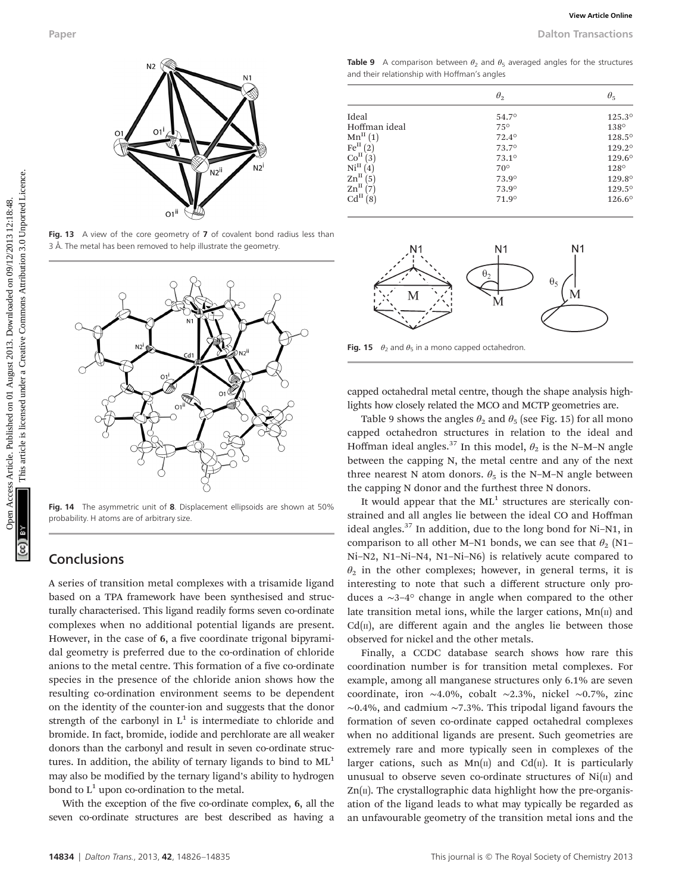Fig. 13 A view of the core geometry of **7** of covalent bond radius less than 3 Å. The metal has been removed to help illustrate the geometry.

Fig. 14 The asymmetric unit of **8**. Displacement ellipsoids are shown at 50% probability. H atoms are of arbitrary size.

## Conclusions

A series of transition metal complexes with a trisamide ligand based on a TPA framework have been synthesised and structurally characterised. This ligand readily forms seven co-ordinate complexes when no additional potential ligands are present. However, in the case of **6**, a five coordinate trigonal bipyramidal geometry is preferred due to the co-ordination of chloride anions to the metal centre. This formation of a five co-ordinate species in the presence of the chloride anion shows how the resulting co-ordination environment seems to be dependent on the identity of the counter-ion and suggests that the donor strength of the carbonyl in $L^1$ is intermediate to chloride and bromide. In fact, bromide, iodide and perchlorate are all weaker donors than the carbonyl and result in seven co-ordinate structures. In addition, the ability of ternary ligands to bind to $ML^1$ may also be modified by the ternary ligand's ability to hydrogen bond to $L^1$ upon co-ordination to the metal.

With the exception of the five co-ordinate complex, **6**, all the seven co-ordinate structures are best described as having a capped octahedral metal centre, though the shape analysis highlights how closely related the MCO and MCTP geometries are.

Table 9 A comparison between $\theta_2$ and $\theta_5$ averaged angles for the structures and their relationship with Hoffman's angles

| | $\theta_2$ | $\theta_5$ |
|---|---|---|
| Ideal | 54.7° | 125.3° |
| Hoffman ideal | 75° | 138° |
| $Mn^{II}$ (1) | 72.4° | 128.5° |
| $Fe^{II}$ (2) | 73.7° | 129.2° |
| $Co^{II}$ (3) | 73.1° | 129.6° |
| $Ni^{II}$ (4) | 70° | 128° |
| $Zn^{II}$ (5) | 73.9° | 129.8° |
| $Zn^{II}$ (7) | 73.9° | 129.5° |
| $Cd^{II}$ (8) | 71.9° | 126.6° |

Fig. 15 $\theta_2$ and $\theta_5$ in a mono capped octahedron.

Table 9 shows the angles $\theta_2$ and $\theta_5$ (see Fig. 15) for all mono capped octahedron structures in relation to the ideal and Hoffman ideal angles.[37] In this model, $\theta_2$ is the N–M–N angle between the capping N, the metal centre and any of the next three nearest N atom donors. $\theta_5$ is the N–M–N angle between the capping N donor and the furthest three N donors.

It would appear that the $ML^1$ structures are sterically constrained and all angles lie between the ideal CO and Hoffman ideal angles.[37] In addition, due to the long bond for Ni–N1, in comparison to all other M–N1 bonds, we can see that $\theta_2$ (N1–Ni–N2, N1–Ni–N4, N1–Ni–N6) is relatively acute compared to $\theta_2$ in the other complexes; however, in general terms, it is interesting to note that such a different structure only produces a ~3–4° change in angle when compared to the other late transition metal ions, while the larger cations, Mn(II) and Cd(II), are different again and the angles lie between those observed for nickel and the other metals.

Finally, a CCDC database search shows how rare this coordination number is for transition metal complexes. For example, among all manganese structures only 6.1% are seven coordinate, iron ~4.0%, cobalt ~2.3%, nickel ~0.7%, zinc ~0.4%, and cadmium ~7.3%. This tripodal ligand favours the formation of seven co-ordinate capped octahedral complexes when no additional ligands are present. Such geometries are extremely rare and more typically seen in complexes of the larger cations, such as Mn(II) and Cd(II). It is particularly unusual to observe seven co-ordinate structures of Ni(II) and Zn(II). The crystallographic data highlight how the pre-organisation of the ligand leads to what may typically be regarded as an unfavourable geometry of the transition metal ions and the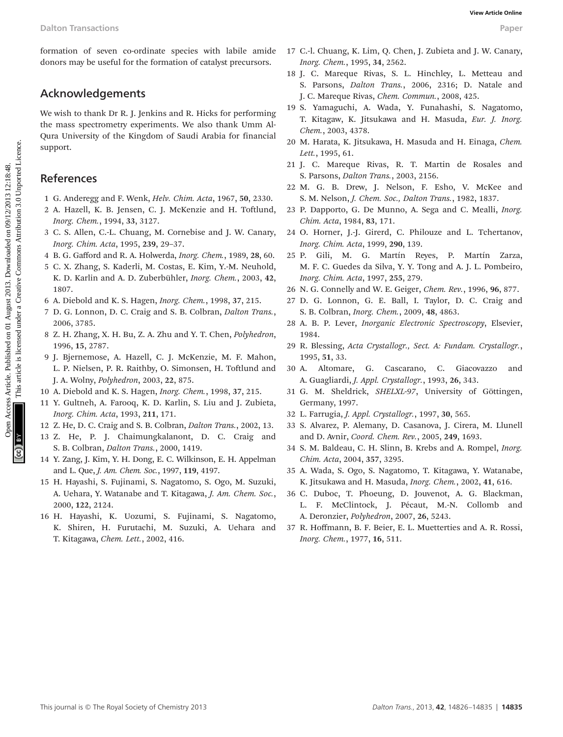formation of seven co-ordinate species with labile amide donors may be useful for the formation of catalyst precursors.

## Acknowledgements

We wish to thank Dr R. J. Jenkins and R. Hicks for performing the mass spectrometry experiments. We also thank Umm Al-Qura University of the Kingdom of Saudi Arabia for financial support.

## References

1 G. Anderegg and F. Wenk, *Helv. Chim. Acta*, 1967, **50**, 2330.
2 A. Hazell, K. B. Jensen, C. J. McKenzie and H. Toftlund, *Inorg. Chem.*, 1994, **33**, 3127.
3 C. S. Allen, C.-L. Chuang, M. Cornebise and J. W. Canary, *Inorg. Chim. Acta*, 1995, **239**, 29–37.
4 B. G. Gafford and R. A. Holwerda, *Inorg. Chem.*, 1989, **28**, 60.
5 C. X. Zhang, S. Kaderli, M. Costas, E. Kim, Y.-M. Neuhold, K. D. Karlin and A. D. Zuberbühler, *Inorg. Chem.*, 2003, **42**, 1807.
6 A. Diebold and K. S. Hagen, *Inorg. Chem.*, 1998, **37**, 215.
7 D. G. Lonnon, D. C. Craig and S. B. Colbran, *Dalton Trans.*, 2006, 3785.
8 Z. H. Zhang, X. H. Bu, Z. A. Zhu and Y. T. Chen, *Polyhedron*, 1996, **15**, 2787.
9 J. Bjernemose, A. Hazell, C. J. McKenzie, M. F. Mahon, L. P. Nielsen, P. R. Raithby, O. Simonsen, H. Toftlund and J. A. Wolny, *Polyhedron*, 2003, **22**, 875.
10 A. Diebold and K. S. Hagen, *Inorg. Chem.*, 1998, **37**, 215.
11 Y. Gultneh, A. Farooq, K. D. Karlin, S. Liu and J. Zubieta, *Inorg. Chim. Acta*, 1993, **211**, 171.
12 Z. He, D. C. Craig and S. B. Colbran, *Dalton Trans.*, 2002, 13.
13 Z. He, P. J. Chaimungkalanont, D. C. Craig and S. B. Colbran, *Dalton Trans.*, 2000, 1419.
14 Y. Zang, J. Kim, Y. H. Dong, E. C. Wilkinson, E. H. Appelman and L. Que, *J. Am. Chem. Soc.*, 1997, **119**, 4197.
15 H. Hayashi, S. Fujinami, S. Nagatomo, S. Ogo, M. Suzuki, A. Uehara, Y. Watanabe and T. Kitagawa, *J. Am. Chem. Soc.*, 2000, **122**, 2124.
16 H. Hayashi, K. Uozumi, S. Fujinami, S. Nagatomo, K. Shiren, H. Furutachi, M. Suzuki, A. Uehara and T. Kitagawa, *Chem. Lett.*, 2002, 416.
17 C.-l. Chuang, K. Lim, Q. Chen, J. Zubieta and J. W. Canary, *Inorg. Chem.*, 1995, **34**, 2562.
18 J. C. Mareque Rivas, S. L. Hinchley, L. Metteau and S. Parsons, *Dalton Trans.*, 2006, 2316; D. Natale and J. C. Mareque Rivas, *Chem. Commun.*, 2008, 425.
19 S. Yamaguchi, A. Wada, Y. Funahashi, S. Nagatomo, T. Kitagaw, K. Jitsukawa and H. Masuda, *Eur. J. Inorg. Chem.*, 2003, 4378.
20 M. Harata, K. Jitsukawa, H. Masuda and H. Einaga, *Chem. Lett.*, 1995, 61.
21 J. C. Mareque Rivas, R. T. Martin de Rosales and S. Parsons, *Dalton Trans.*, 2003, 2156.
22 M. G. B. Drew, J. Nelson, F. Esho, V. McKee and S. M. Nelson, *J. Chem. Soc., Dalton Trans.*, 1982, 1837.
23 P. Dapporto, G. De Munno, A. Sega and C. Mealli, *Inorg. Chim. Acta*, 1984, **83**, 171.
24 O. Horner, J.-J. Girerd, C. Philouze and L. Tchertanov, *Inorg. Chim. Acta*, 1999, **290**, 139.
25 P. Gili, M. G. Martín Reyes, P. Martín Zarza, M. F. C. Guedes da Silva, Y. Y. Tong and A. J. L. Pombeiro, *Inorg. Chim. Acta*, 1997, **255**, 279.
26 N. G. Connelly and W. E. Geiger, *Chem. Rev.*, 1996, **96**, 877.
27 D. G. Lonnon, G. E. Ball, I. Taylor, D. C. Craig and S. B. Colbran, *Inorg. Chem.*, 2009, **48**, 4863.
28 A. B. P. Lever, *Inorganic Electronic Spectroscopy*, Elsevier, 1984.
29 R. Blessing, *Acta Crystallogr., Sect. A: Fundam. Crystallogr.*, 1995, **51**, 33.
30 A. Altomare, G. Cascarano, C. Giacovazzo and A. Guagliardi, *J. Appl. Crystallogr.*, 1993, **26**, 343.
31 G. M. Sheldrick, *SHELXL-97*, University of Göttingen, Germany, 1997.
32 L. Farrugia, *J. Appl. Crystallogr.*, 1997, **30**, 565.
33 S. Alvarez, P. Alemany, D. Casanova, J. Cirera, M. Llunell and D. Avnir, *Coord. Chem. Rev.*, 2005, **249**, 1693.
34 S. M. Baldeau, C. H. Slinn, B. Krebs and A. Rompel, *Inorg. Chim. Acta*, 2004, **357**, 3295.
35 A. Wada, S. Ogo, S. Nagatomo, T. Kitagawa, Y. Watanabe, K. Jitsukawa and H. Masuda, *Inorg. Chem.*, 2002, **41**, 616.
36 C. Duboc, T. Phoeung, D. Jouvenot, A. G. Blackman, L. F. McClintock, J. Pécaut, M.-N. Collomb and A. Deronzier, *Polyhedron*, 2007, **26**, 5243.
37 R. Hoffmann, B. F. Beier, E. L. Muetterties and A. R. Rossi, *Inorg. Chem.*, 1977, **16**, 511.